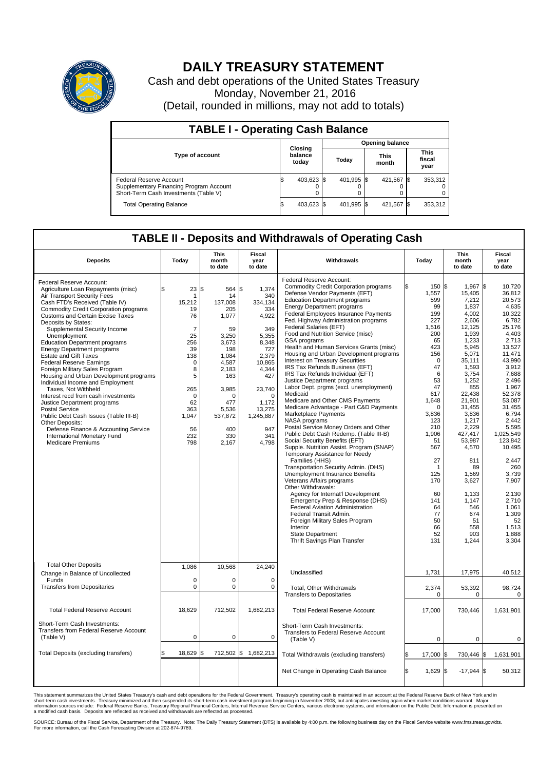# DAILY TREASURY STATEMENT

Cash and debt operations of the United States Treasury
Monday, November 21, 2016
(Detail, rounded in millions, may not add to totals)

## TABLE I - Operating Cash Balance

| Type of account | Closing balance today | Opening balance Today | Opening balance This month | Opening balance This fiscal year |
|---|---|---|---|---|
| Federal Reserve Account | $ 403,623 | $ 401,995 | $ 421,567 | $ 353,312 |
| Supplementary Financing Program Account | 0 | 0 | 0 | 0 |
| Short-Term Cash Investments (Table V) | 0 | 0 | 0 | 0 |
| Total Operating Balance | $ 403,623 | $ 401,995 | $ 421,567 | $ 353,312 |

## TABLE II - Deposits and Withdrawals of Operating Cash

| Deposits | Today | This month to date | Fiscal year to date |
|---|---|---|---|
| Federal Reserve Account: | | | |
| Agriculture Loan Repayments (misc) | $ 23 | $ 564 | $ 1,374 |
| Air Transport Security Fees | 1 | 14 | 340 |
| Cash FTD's Received (Table IV) | 15,212 | 137,008 | 334,134 |
| Commodity Credit Corporation programs | 19 | 205 | 334 |
| Customs and Certain Excise Taxes | 76 | 1,077 | 4,922 |
| Deposits by States: | | | |
| Supplemental Security Income | 7 | 59 | 349 |
| Unemployment | 25 | 3,250 | 5,355 |
| Education Department programs | 256 | 3,673 | 8,348 |
| Energy Department programs | 39 | 198 | 727 |
| Estate and Gift Taxes | 138 | 1,084 | 2,379 |
| Federal Reserve Earnings | 0 | 4,587 | 10,865 |
| Foreign Military Sales Program | 8 | 2,183 | 4,344 |
| Housing and Urban Development programs | 5 | 163 | 427 |
| Individual Income and Employment Taxes, Not Withheld | 265 | 3,985 | 23,740 |
| Interest recd from cash investments | 0 | 0 | 0 |
| Justice Department programs | 62 | 477 | 1,172 |
| Postal Service | 363 | 5,536 | 13,275 |
| Public Debt Cash Issues (Table III-B) | 1,047 | 537,872 | 1,245,887 |
| Other Deposits: | | | |
| Defense Finance & Accounting Service | 56 | 400 | 947 |
| International Monetary Fund | 232 | 330 | 341 |
| Medicare Premiums | 798 | 2,167 | 4,798 |
| Total Other Deposits | 1,086 | 10,568 | 24,240 |
| Change in Balance of Uncollected Funds | 0 | 0 | 0 |
| Transfers from Depositaries | 0 | 0 | 0 |
| Total Federal Reserve Account | 18,629 | 712,502 | 1,682,213 |
| Short-Term Cash Investments: Transfers from Federal Reserve Account (Table V) | 0 | 0 | 0 |
| Total Deposits (excluding transfers) | $ 18,629 | $ 712,502 | $ 1,682,213 |

| Withdrawals | Today | This month to date | Fiscal year to date |
|---|---|---|---|
| Federal Reserve Account: | | | |
| Commodity Credit Corporation programs | $ 150 | $ 1,967 | $ 10,720 |
| Defense Vendor Payments (EFT) | 1,557 | 15,405 | 36,812 |
| Education Department programs | 599 | 7,212 | 20,573 |
| Energy Department programs | 99 | 1,837 | 4,635 |
| Federal Employees Insurance Payments | 199 | 4,002 | 10,322 |
| Fed. Highway Administration programs | 227 | 2,606 | 6,782 |
| Federal Salaries (EFT) | 1,516 | 12,125 | 25,176 |
| Food and Nutrition Service (misc) | 200 | 1,939 | 4,403 |
| GSA programs | 65 | 1,233 | 2,713 |
| Health and Human Services Grants (misc) | 423 | 5,945 | 13,527 |
| Housing and Urban Development programs | 156 | 5,071 | 11,471 |
| Interest on Treasury Securities | 0 | 35,111 | 43,990 |
| IRS Tax Refunds Business (EFT) | 47 | 1,593 | 3,912 |
| IRS Tax Refunds Individual (EFT) | 6 | 3,754 | 7,688 |
| Justice Department programs | 53 | 1,252 | 2,496 |
| Labor Dept. prgms (excl. unemployment) | 47 | 855 | 1,967 |
| Medicaid | 617 | 22,438 | 52,378 |
| Medicare and Other CMS Payments | 1,648 | 21,901 | 53,087 |
| Medicare Advantage - Part C&D Payments | 0 | 31,455 | 31,455 |
| Marketplace Payments | 3,836 | 3,836 | 6,794 |
| NASA programs | 123 | 1,217 | 2,442 |
| Postal Service Money Orders and Other | 210 | 2,229 | 5,595 |
| Public Debt Cash Redemp. (Table III-B) | 1,906 | 427,417 | 1,025,549 |
| Social Security Benefits (EFT) | 51 | 53,987 | 123,842 |
| Supple. Nutrition Assist. Program (SNAP) | 567 | 4,570 | 10,495 |
| Temporary Assistance for Needy Families (HHS) | 27 | 811 | 2,447 |
| Transportation Security Admin. (DHS) | 1 | 89 | 260 |
| Unemployment Insurance Benefits | 125 | 1,569 | 3,739 |
| Veterans Affairs programs | 170 | 3,627 | 7,907 |
| Other Withdrawals: | | | |
| Agency for Internat'l Development | 60 | 1,133 | 2,130 |
| Emergency Prep & Response (DHS) | 141 | 1,147 | 2,710 |
| Federal Aviation Administration | 64 | 546 | 1,061 |
| Federal Transit Admin. | 77 | 674 | 1,309 |
| Foreign Military Sales Program | 50 | 51 | 52 |
| Interior | 66 | 558 | 1,513 |
| State Department | 52 | 903 | 1,888 |
| Thrift Savings Plan Transfer | 131 | 1,244 | 3,304 |
| Unclassified | 1,731 | 17,975 | 40,512 |
| Total, Other Withdrawals | 2,374 | 53,392 | 98,724 |
| Transfers to Depositaries | 0 | 0 | 0 |
| Total Federal Reserve Account | 17,000 | 730,446 | 1,631,901 |
| Short-Term Cash Investments: Transfers to Federal Reserve Account (Table V) | 0 | 0 | 0 |
| Total Withdrawals (excluding transfers) | $ 17,000 | $ 730,446 | $ 1,631,901 |
| Net Change in Operating Cash Balance | $ 1,629 | $ -17,944 | $ 50,312 |

This statement summarizes the United States Treasury's cash and debt operations for the Federal Government. Treasury's operating cash is maintained in an account at the Federal Reserve Bank of New York and in short-term cash investments. Treasury minimized and then suspended its short-term cash investment program beginning in November 2008, but anticipates investing again when market conditions warrant. Major information sources include: Federal Reserve Banks, Treasury Regional Financial Centers, Internal Revenue Service Centers, various electronic systems, and information on the Public Debt. Information is presented on a modified cash basis. Deposits are reflected as received and withdrawals are reflected as processed.

SOURCE: Bureau of the Fiscal Service, Department of the Treasury. Note: The Daily Treasury Statement (DTS) is available by 4:00 p.m. the following business day on the Fiscal Service website www.fms.treas.gov/dts. For more information, call the Cash Forecasting Division at 202-874-9789.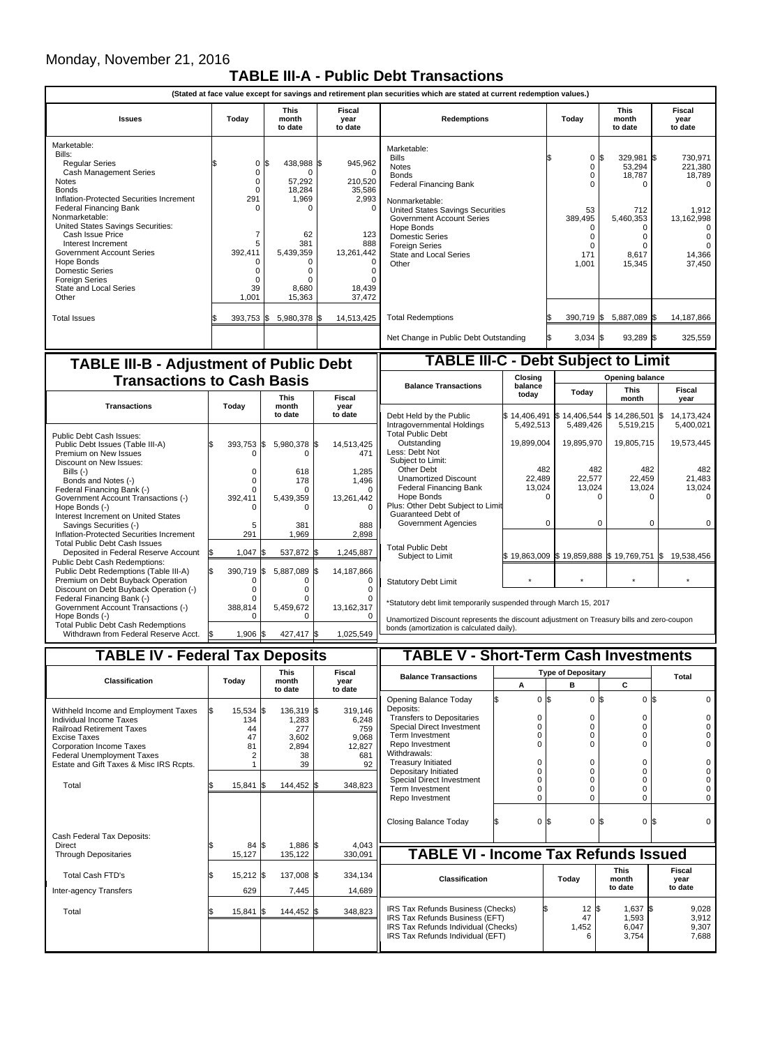Monday, November 21, 2016

# TABLE III-A - Public Debt Transactions

(Stated at face value except for savings and retirement plan securities which are stated at current redemption values.)

| Issues | Today | This month to date | Fiscal year to date |
|---|---|---|---|
| Marketable: | | | |
| Bills: | | | |
| Regular Series | $ 0 | $ 438,988 | $ 945,962 |
| Cash Management Series | 0 | 0 | 0 |
| Notes | 0 | 57,292 | 210,520 |
| Bonds | 0 | 18,284 | 35,586 |
| Inflation-Protected Securities Increment | 291 | 1,969 | 2,993 |
| Federal Financing Bank | 0 | 0 | 0 |
| Nonmarketable: | | | |
| United States Savings Securities: | | | |
| Cash Issue Price | 7 | 62 | 123 |
| Interest Increment | 5 | 381 | 888 |
| Government Account Series | 392,411 | 5,439,359 | 13,261,442 |
| Hope Bonds | 0 | 0 | 0 |
| Domestic Series | 0 | 0 | 0 |
| Foreign Series | 0 | 0 | 0 |
| State and Local Series | 39 | 8,680 | 18,439 |
| Other | 1,001 | 15,363 | 37,472 |
| Total Issues | $ 393,753 | $ 5,980,378 | $ 14,513,425 |

| Redemptions | Today | This month to date | Fiscal year to date |
|---|---|---|---|
| Marketable: | | | |
| Bills | $ 0 | $ 329,981 | $ 730,971 |
| Notes | 0 | 53,294 | 221,380 |
| Bonds | 0 | 18,787 | 18,789 |
| Federal Financing Bank | 0 | 0 | 0 |
| Nonmarketable: | | | |
| United States Savings Securities | 53 | 712 | 1,912 |
| Government Account Series | 389,495 | 5,460,353 | 13,162,998 |
| Hope Bonds | 0 | 0 | 0 |
| Domestic Series | 0 | 0 | 0 |
| Foreign Series | 0 | 0 | 0 |
| State and Local Series | 171 | 8,617 | 14,366 |
| Other | 1,001 | 15,345 | 37,450 |
| Total Redemptions | $ 390,719 | $ 5,887,089 | $ 14,187,866 |
| Net Change in Public Debt Outstanding | $ 3,034 | $ 93,289 | $ 325,559 |

# TABLE III-B - Adjustment of Public Debt Transactions to Cash Basis

| Transactions | Today | This month to date | Fiscal year to date |
|---|---|---|---|
| Public Debt Cash Issues: | | | |
| Public Debt Issues (Table III-A) | $ 393,753 | $ 5,980,378 | $ 14,513,425 |
| Premium on New Issues | 0 | 0 | 471 |
| Discount on New Issues: | | | |
| Bills (-) | 0 | 618 | 1,285 |
| Bonds and Notes (-) | 0 | 178 | 1,496 |
| Federal Financing Bank (-) | 0 | 0 | 0 |
| Government Account Transactions (-) | 392,411 | 5,439,359 | 13,261,442 |
| Hope Bonds (-) | 0 | 0 | 0 |
| Interest Increment on United States Savings Securities (-) | 5 | 381 | 888 |
| Inflation-Protected Securities Increment | 291 | 1,969 | 2,898 |
| Total Public Debt Cash Issues Deposited in Federal Reserve Account | $ 1,047 | $ 537,872 | $ 1,245,887 |
| Public Debt Cash Redemptions: | | | |
| Public Debt Redemptions (Table III-A) | $ 390,719 | $ 5,887,089 | $ 14,187,866 |
| Premium on Debt Buyback Operation | 0 | 0 | 0 |
| Discount on Debt Buyback Operation (-) | 0 | 0 | 0 |
| Federal Financing Bank (-) | 0 | 0 | 0 |
| Government Account Transactions (-) | 388,814 | 5,459,672 | 13,162,317 |
| Hope Bonds (-) | 0 | 0 | 0 |
| Total Public Debt Cash Redemptions Withdrawn from Federal Reserve Acct. | $ 1,906 | $ 427,417 | $ 1,025,549 |

# TABLE III-C - Debt Subject to Limit

| Balance Transactions | Closing balance today | Opening balance Today | Opening balance This month | Opening balance Fiscal year |
|---|---|---|---|---|
| Debt Held by the Public | $ 14,406,491 | $ 14,406,544 | $ 14,286,501 | $ 14,173,424 |
| Intragovernmental Holdings | 5,492,513 | 5,489,426 | 5,519,215 | 5,400,021 |
| Total Public Debt Outstanding | 19,899,004 | 19,895,970 | 19,805,715 | 19,573,445 |
| Less: Debt Not Subject to Limit: | | | | |
| Other Debt | 482 | 482 | 482 | 482 |
| Unamortized Discount | 22,489 | 22,577 | 22,459 | 21,483 |
| Federal Financing Bank | 13,024 | 13,024 | 13,024 | 13,024 |
| Hope Bonds | 0 | 0 | 0 | 0 |
| Plus: Other Debt Subject to Limit | | | | |
| Guaranteed Debt of Government Agencies | 0 | 0 | 0 | 0 |
| Total Public Debt Subject to Limit | $ 19,863,009 | $ 19,859,888 | $ 19,769,751 | $ 19,538,456 |
| Statutory Debt Limit | * | * | * | * |

*Statutory debt limit temporarily suspended through March 15, 2017

Unamortized Discount represents the discount adjustment on Treasury bills and zero-coupon bonds (amortization is calculated daily).

# TABLE IV - Federal Tax Deposits

| Classification | Today | This month to date | Fiscal year to date |
|---|---|---|---|
| Withheld Income and Employment Taxes | $ 15,534 | $ 136,319 | $ 319,146 |
| Individual Income Taxes | 134 | 1,283 | 6,248 |
| Railroad Retirement Taxes | 44 | 277 | 759 |
| Excise Taxes | 47 | 3,602 | 9,068 |
| Corporation Income Taxes | 81 | 2,894 | 12,827 |
| Federal Unemployment Taxes | 2 | 38 | 681 |
| Estate and Gift Taxes & Misc IRS Rcpts. | 1 | 39 | 92 |
| Total | $ 15,841 | $ 144,452 | $ 348,823 |
| Cash Federal Tax Deposits: | | | |
| Direct | $ 84 | $ 1,886 | $ 4,043 |
| Through Depositaries | 15,127 | 135,122 | 330,091 |
| Total Cash FTD's | $ 15,212 | $ 137,008 | $ 334,134 |
| Inter-agency Transfers | 629 | 7,445 | 14,689 |
| Total | $ 15,841 | $ 144,452 | $ 348,823 |

# TABLE V - Short-Term Cash Investments

| Balance Transactions | Type of Depositary A | Type of Depositary B | Type of Depositary C | Total |
|---|---|---|---|---|
| Opening Balance Today | $ 0 | $ 0 | $ 0 | $ 0 |
| Deposits: | | | | |
| Transfers to Depositaries | 0 | 0 | 0 | 0 |
| Special Direct Investment | 0 | 0 | 0 | 0 |
| Term Investment | 0 | 0 | 0 | 0 |
| Repo Investment | 0 | 0 | 0 | 0 |
| Withdrawals: | | | | |
| Treasury Initiated | 0 | 0 | 0 | 0 |
| Depositary Initiated | 0 | 0 | 0 | 0 |
| Special Direct Investment | 0 | 0 | 0 | 0 |
| Term Investment | 0 | 0 | 0 | 0 |
| Repo Investment | 0 | 0 | 0 | 0 |
| Closing Balance Today | $ 0 | $ 0 | $ 0 | $ 0 |

# TABLE VI - Income Tax Refunds Issued

| Classification | Today | This month to date | Fiscal year to date |
|---|---|---|---|
| IRS Tax Refunds Business (Checks) | $ 12 | $ 1,637 | $ 9,028 |
| IRS Tax Refunds Business (EFT) | 47 | 1,593 | 3,912 |
| IRS Tax Refunds Individual (Checks) | 1,452 | 6,047 | 9,307 |
| IRS Tax Refunds Individual (EFT) | 6 | 3,754 | 7,688 |